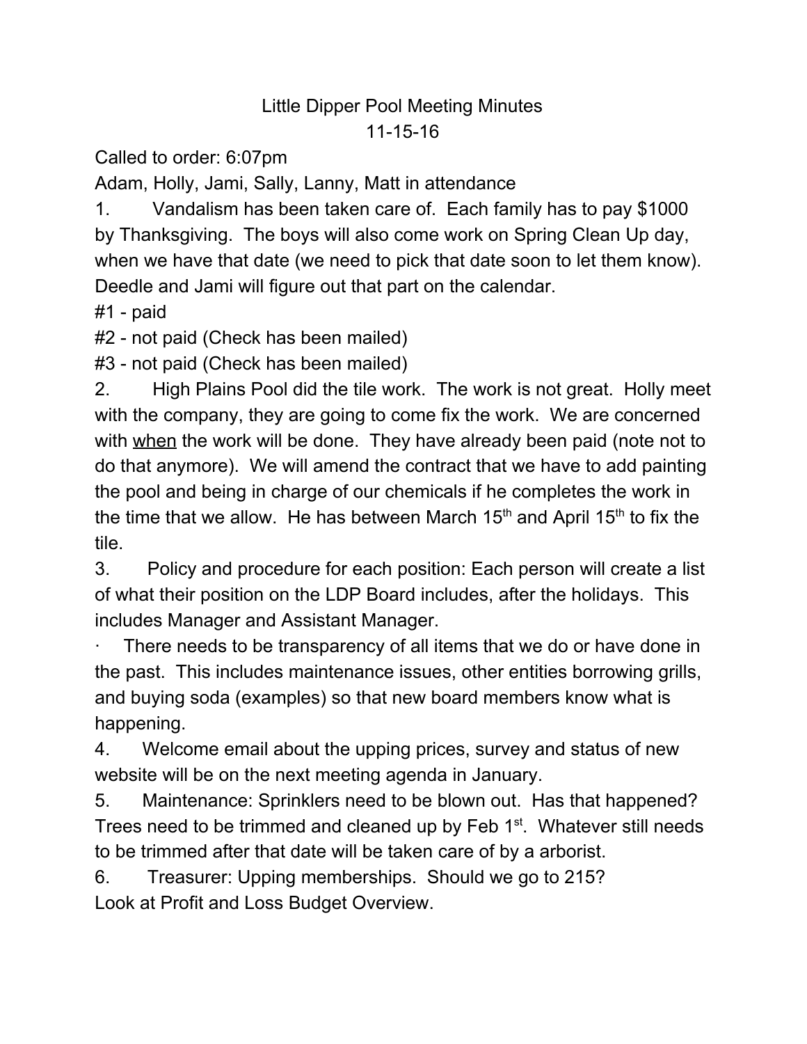# Little Dipper Pool Meeting Minutes

11-15-16

Called to order: 6:07pm

Adam, Holly, Jami, Sally, Lanny, Matt in attendance

1. Vandalism has been taken care of. Each family has to pay $1000 by Thanksgiving. The boys will also come work on Spring Clean Up day, when we have that date (we need to pick that date soon to let them know). Deedle and Jami will figure out that part on the calendar.

#1 - paid

#2 - not paid (Check has been mailed)

#3 - not paid (Check has been mailed)

2. High Plains Pool did the tile work. The work is not great. Holly meet with the company, they are going to come fix the work. We are concerned with <u>when</u> the work will be done. They have already been paid (note not to do that anymore). We will amend the contract that we have to add painting the pool and being in charge of our chemicals if he completes the work in the time that we allow. He has between March 15th and April 15th to fix the tile.

3. Policy and procedure for each position: Each person will create a list of what their position on the LDP Board includes, after the holidays. This includes Manager and Assistant Manager.

- There needs to be transparency of all items that we do or have done in the past. This includes maintenance issues, other entities borrowing grills, and buying soda (examples) so that new board members know what is happening.

4. Welcome email about the upping prices, survey and status of new website will be on the next meeting agenda in January.

5. Maintenance: Sprinklers need to be blown out. Has that happened? Trees need to be trimmed and cleaned up by Feb 1st. Whatever still needs to be trimmed after that date will be taken care of by a arborist.

6. Treasurer: Upping memberships. Should we go to 215?
Look at Profit and Loss Budget Overview.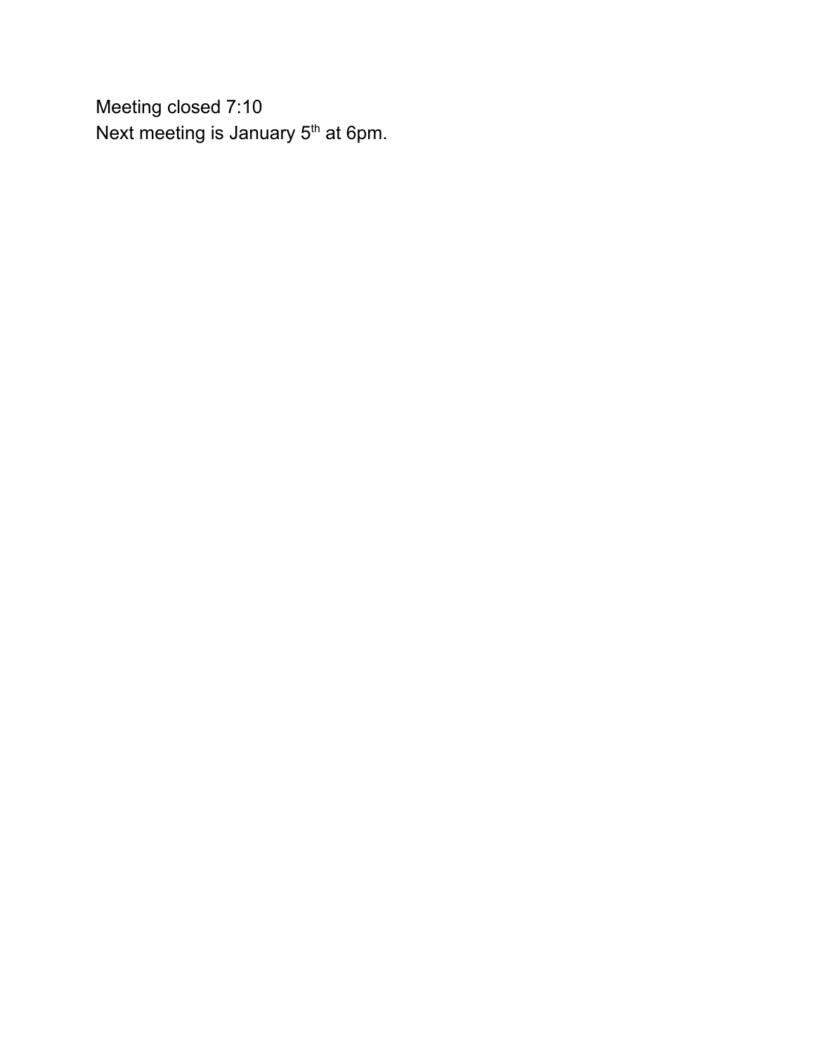Meeting closed 7:10
Next meeting is January 5th at 6pm.